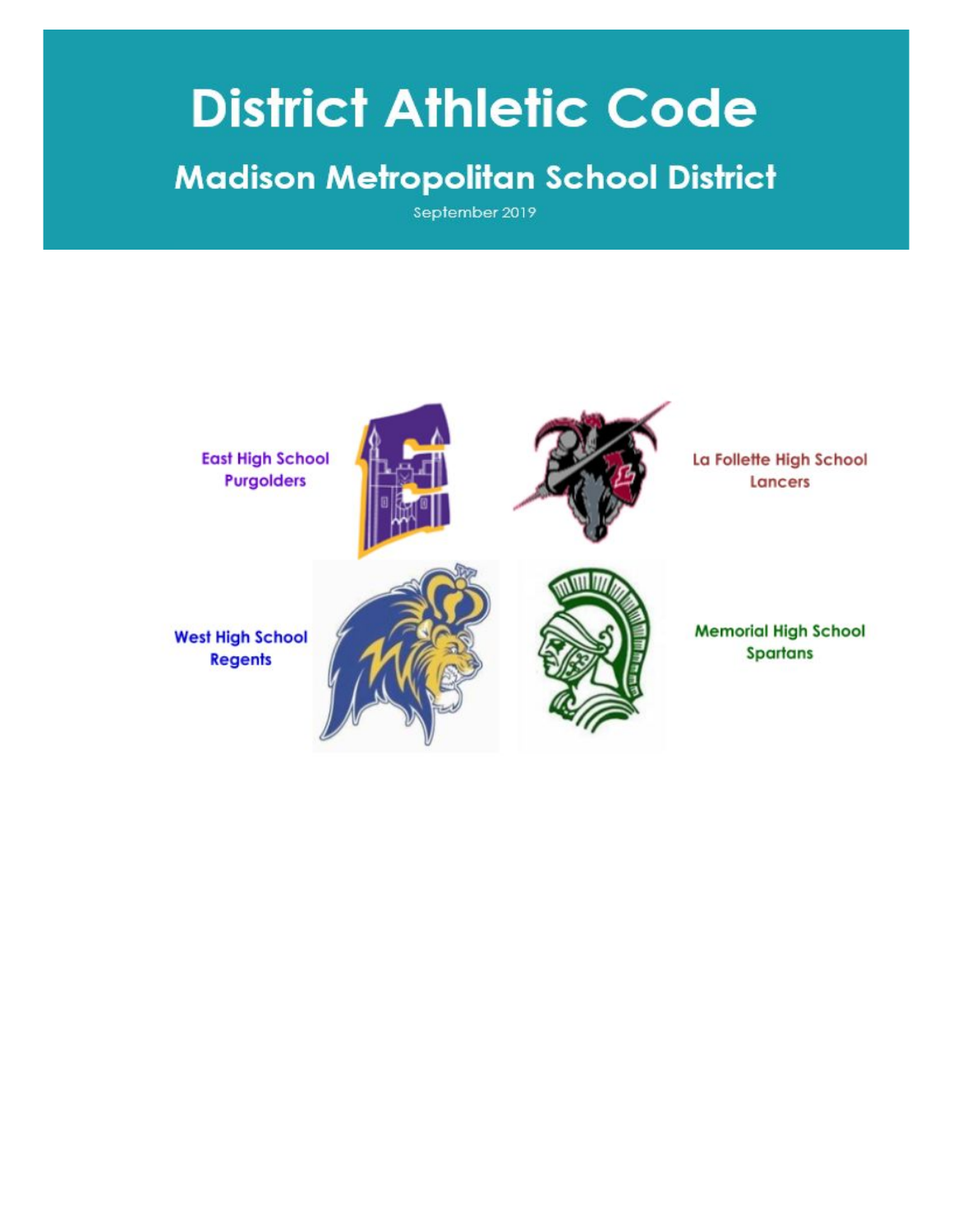# District Athletic Code

## Madison Metropolitan School District

September 2019

East High School
Purgolders

La Follette High School
Lancers

West High School
Regents

Memorial High School
Spartans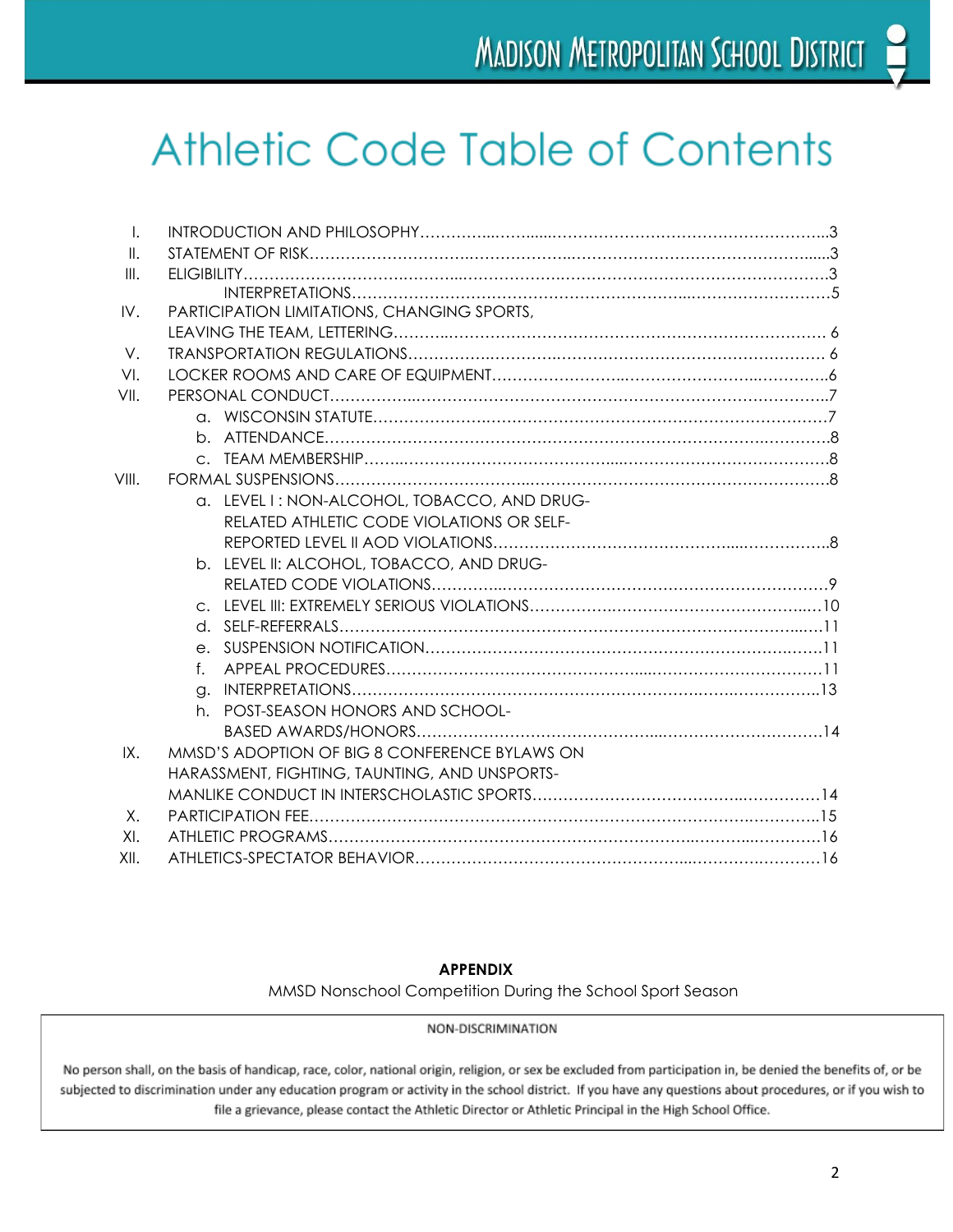# Athletic Code Table of Contents

| | | |
|---|---|---|
| I. | INTRODUCTION AND PHILOSOPHY | 3 |
| II. | STATEMENT OF RISK | 3 |
| III. | ELIGIBILITY | 3 |
| | INTERPRETATIONS | 5 |
| IV. | PARTICIPATION LIMITATIONS, CHANGING SPORTS, LEAVING THE TEAM, LETTERING | 6 |
| V. | TRANSPORTATION REGULATIONS | 6 |
| VI. | LOCKER ROOMS AND CARE OF EQUIPMENT | 6 |
| VII. | PERSONAL CONDUCT | 7 |
| | a. WISCONSIN STATUTE | 7 |
| | b. ATTENDANCE | 8 |
| | c. TEAM MEMBERSHIP | 8 |
| VIII. | FORMAL SUSPENSIONS | 8 |
| | a. LEVEL I : NON-ALCOHOL, TOBACCO, AND DRUG-RELATED ATHLETIC CODE VIOLATIONS OR SELF-REPORTED LEVEL II AOD VIOLATIONS | 8 |
| | b. LEVEL II: ALCOHOL, TOBACCO, AND DRUG-RELATED CODE VIOLATIONS | 9 |
| | c. LEVEL III: EXTREMELY SERIOUS VIOLATIONS | 10 |
| | d. SELF-REFERRALS | 11 |
| | e. SUSPENSION NOTIFICATION | 11 |
| | f. APPEAL PROCEDURES | 11 |
| | g. INTERPRETATIONS | 13 |
| | h. POST-SEASON HONORS AND SCHOOL-BASED AWARDS/HONORS | 14 |
| IX. | MMSD'S ADOPTION OF BIG 8 CONFERENCE BYLAWS ON HARASSMENT, FIGHTING, TAUNTING, AND UNSPORTS-MANLIKE CONDUCT IN INTERSCHOLASTIC SPORTS | 14 |
| X. | PARTICIPATION FEE | 15 |
| XI. | ATHLETIC PROGRAMS | 16 |
| XII. | ATHLETICS-SPECTATOR BEHAVIOR | 16 |

**APPENDIX**

MMSD Nonschool Competition During the School Sport Season

NON-DISCRIMINATION

No person shall, on the basis of handicap, race, color, national origin, religion, or sex be excluded from participation in, be denied the benefits of, or be subjected to discrimination under any education program or activity in the school district. If you have any questions about procedures, or if you wish to file a grievance, please contact the Athletic Director or Athletic Principal in the High School Office.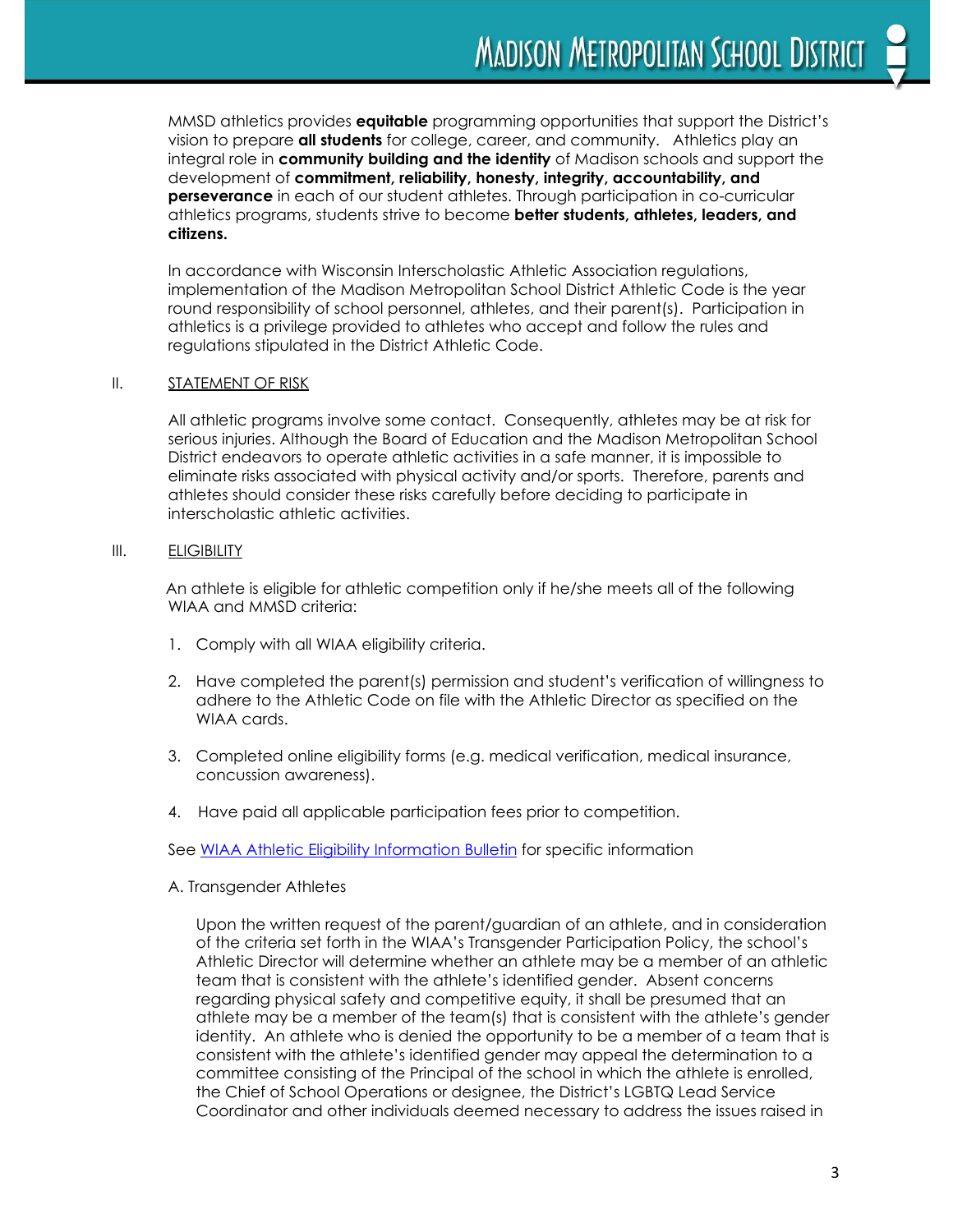MMSD athletics provides **equitable** programming opportunities that support the District's vision to prepare **all students** for college, career, and community. Athletics play an integral role in **community building and the identity** of Madison schools and support the development of **commitment, reliability, honesty, integrity, accountability, and perseverance** in each of our student athletes. Through participation in co-curricular athletics programs, students strive to become **better students, athletes, leaders, and citizens.**

In accordance with Wisconsin Interscholastic Athletic Association regulations, implementation of the Madison Metropolitan School District Athletic Code is the year round responsibility of school personnel, athletes, and their parent(s). Participation in athletics is a privilege provided to athletes who accept and follow the rules and regulations stipulated in the District Athletic Code.

## II. STATEMENT OF RISK

All athletic programs involve some contact. Consequently, athletes may be at risk for serious injuries. Although the Board of Education and the Madison Metropolitan School District endeavors to operate athletic activities in a safe manner, it is impossible to eliminate risks associated with physical activity and/or sports. Therefore, parents and athletes should consider these risks carefully before deciding to participate in interscholastic athletic activities.

## III. ELIGIBILITY

An athlete is eligible for athletic competition only if he/she meets all of the following WIAA and MMSD criteria:

1. Comply with all WIAA eligibility criteria.
2. Have completed the parent(s) permission and student's verification of willingness to adhere to the Athletic Code on file with the Athletic Director as specified on the WIAA cards.
3. Completed online eligibility forms (e.g. medical verification, medical insurance, concussion awareness).
4. Have paid all applicable participation fees prior to competition.

See WIAA Athletic Eligibility Information Bulletin for specific information

### A. Transgender Athletes

Upon the written request of the parent/guardian of an athlete, and in consideration of the criteria set forth in the WIAA's Transgender Participation Policy, the school's Athletic Director will determine whether an athlete may be a member of an athletic team that is consistent with the athlete's identified gender. Absent concerns regarding physical safety and competitive equity, it shall be presumed that an athlete may be a member of the team(s) that is consistent with the athlete's gender identity. An athlete who is denied the opportunity to be a member of a team that is consistent with the athlete's identified gender may appeal the determination to a committee consisting of the Principal of the school in which the athlete is enrolled, the Chief of School Operations or designee, the District's LGBTQ Lead Service Coordinator and other individuals deemed necessary to address the issues raised in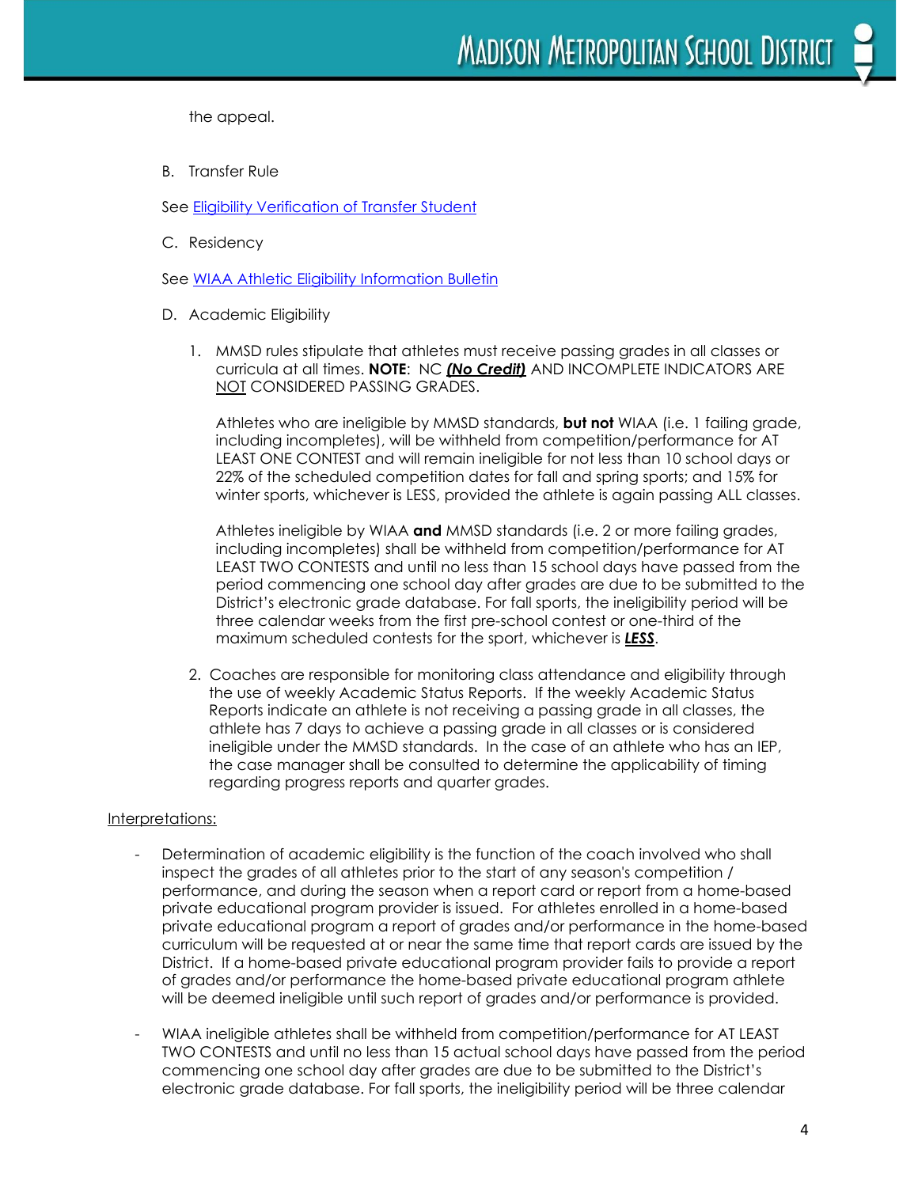the appeal.

B. Transfer Rule

See [Eligibility Verification of Transfer Student]()

C. Residency

See [WIAA Athletic Eligibility Information Bulletin]()

D. Academic Eligibility

1. MMSD rules stipulate that athletes must receive passing grades in all classes or curricula at all times. **NOTE**: NC ***(No Credit)*** AND INCOMPLETE INDICATORS ARE NOT CONSIDERED PASSING GRADES.

   Athletes who are ineligible by MMSD standards, **but not** WIAA (i.e. 1 failing grade, including incompletes), will be withheld from competition/performance for AT LEAST ONE CONTEST and will remain ineligible for not less than 10 school days or 22% of the scheduled competition dates for fall and spring sports; and 15% for winter sports, whichever is LESS, provided the athlete is again passing ALL classes.

   Athletes ineligible by WIAA **and** MMSD standards (i.e. 2 or more failing grades, including incompletes) shall be withheld from competition/performance for AT LEAST TWO CONTESTS and until no less than 15 school days have passed from the period commencing one school day after grades are due to be submitted to the District's electronic grade database. For fall sports, the ineligibility period will be three calendar weeks from the first pre-school contest or one-third of the maximum scheduled contests for the sport, whichever is ***LESS***.

2. Coaches are responsible for monitoring class attendance and eligibility through the use of weekly Academic Status Reports. If the weekly Academic Status Reports indicate an athlete is not receiving a passing grade in all classes, the athlete has 7 days to achieve a passing grade in all classes or is considered ineligible under the MMSD standards. In the case of an athlete who has an IEP, the case manager shall be consulted to determine the applicability of timing regarding progress reports and quarter grades.

Interpretations:

- Determination of academic eligibility is the function of the coach involved who shall inspect the grades of all athletes prior to the start of any season's competition / performance, and during the season when a report card or report from a home-based private educational program provider is issued. For athletes enrolled in a home-based private educational program a report of grades and/or performance in the home-based curriculum will be requested at or near the same time that report cards are issued by the District. If a home-based private educational program provider fails to provide a report of grades and/or performance the home-based private educational program athlete will be deemed ineligible until such report of grades and/or performance is provided.

- WIAA ineligible athletes shall be withheld from competition/performance for AT LEAST TWO CONTESTS and until no less than 15 actual school days have passed from the period commencing one school day after grades are due to be submitted to the District's electronic grade database. For fall sports, the ineligibility period will be three calendar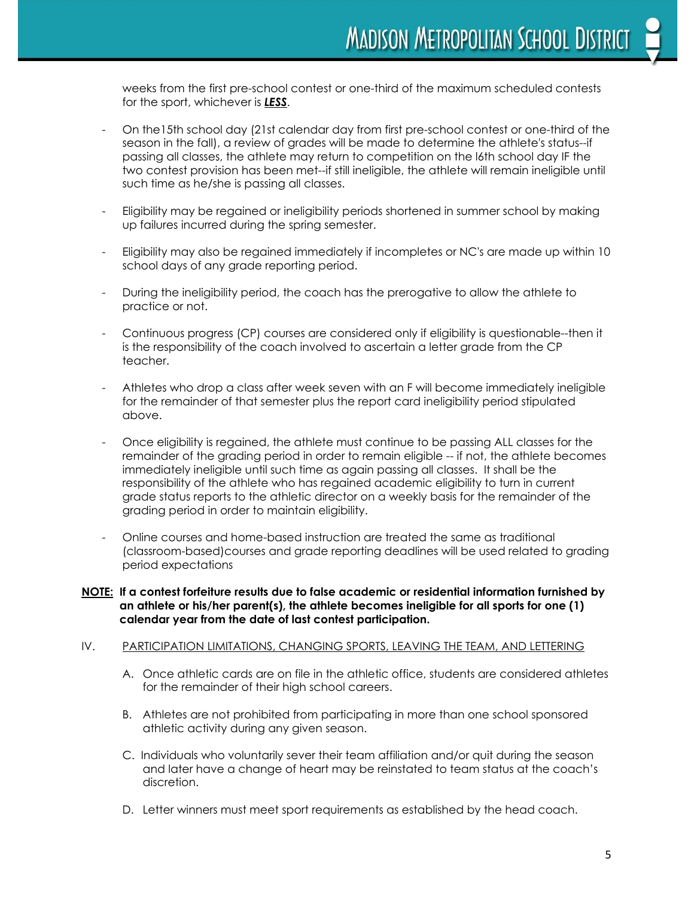weeks from the first pre-school contest or one-third of the maximum scheduled contests for the sport, whichever is ***LESS***.

- On the15th school day (21st calendar day from first pre-school contest or one-third of the season in the fall), a review of grades will be made to determine the athlete's status--if passing all classes, the athlete may return to competition on the l6th school day IF the two contest provision has been met--if still ineligible, the athlete will remain ineligible until such time as he/she is passing all classes.

- Eligibility may be regained or ineligibility periods shortened in summer school by making up failures incurred during the spring semester.

- Eligibility may also be regained immediately if incompletes or NC's are made up within 10 school days of any grade reporting period.

- During the ineligibility period, the coach has the prerogative to allow the athlete to practice or not.

- Continuous progress (CP) courses are considered only if eligibility is questionable--then it is the responsibility of the coach involved to ascertain a letter grade from the CP teacher.

- Athletes who drop a class after week seven with an F will become immediately ineligible for the remainder of that semester plus the report card ineligibility period stipulated above.

- Once eligibility is regained, the athlete must continue to be passing ALL classes for the remainder of the grading period in order to remain eligible -- if not, the athlete becomes immediately ineligible until such time as again passing all classes. It shall be the responsibility of the athlete who has regained academic eligibility to turn in current grade status reports to the athletic director on a weekly basis for the remainder of the grading period in order to maintain eligibility.

- Online courses and home-based instruction are treated the same as traditional (classroom-based)courses and grade reporting deadlines will be used related to grading period expectations

**NOTE: If a contest forfeiture results due to false academic or residential information furnished by an athlete or his/her parent(s), the athlete becomes ineligible for all sports for one (1) calendar year from the date of last contest participation.**

IV. PARTICIPATION LIMITATIONS, CHANGING SPORTS, LEAVING THE TEAM, AND LETTERING

A. Once athletic cards are on file in the athletic office, students are considered athletes for the remainder of their high school careers.

B. Athletes are not prohibited from participating in more than one school sponsored athletic activity during any given season.

C. Individuals who voluntarily sever their team affiliation and/or quit during the season and later have a change of heart may be reinstated to team status at the coach's discretion.

D. Letter winners must meet sport requirements as established by the head coach.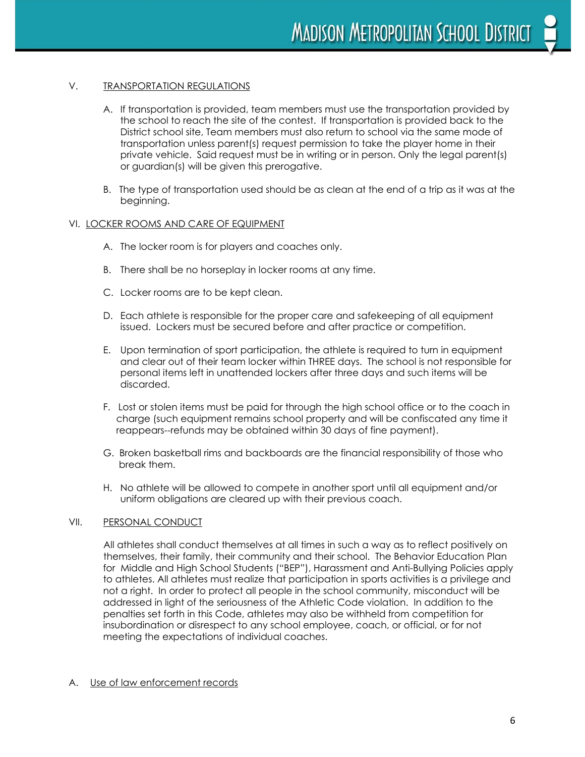## V. TRANSPORTATION REGULATIONS

A. If transportation is provided, team members must use the transportation provided by the school to reach the site of the contest. If transportation is provided back to the District school site, Team members must also return to school via the same mode of transportation unless parent(s) request permission to take the player home in their private vehicle. Said request must be in writing or in person. Only the legal parent(s) or guardian(s) will be given this prerogative.

B. The type of transportation used should be as clean at the end of a trip as it was at the beginning.

## VI. LOCKER ROOMS AND CARE OF EQUIPMENT

A. The locker room is for players and coaches only.

B. There shall be no horseplay in locker rooms at any time.

C. Locker rooms are to be kept clean.

D. Each athlete is responsible for the proper care and safekeeping of all equipment issued. Lockers must be secured before and after practice or competition.

E. Upon termination of sport participation, the athlete is required to turn in equipment and clear out of their team locker within THREE days. The school is not responsible for personal items left in unattended lockers after three days and such items will be discarded.

F. Lost or stolen items must be paid for through the high school office or to the coach in charge (such equipment remains school property and will be confiscated any time it reappears--refunds may be obtained within 30 days of fine payment).

G. Broken basketball rims and backboards are the financial responsibility of those who break them.

H. No athlete will be allowed to compete in another sport until all equipment and/or uniform obligations are cleared up with their previous coach.

## VII. PERSONAL CONDUCT

All athletes shall conduct themselves at all times in such a way as to reflect positively on themselves, their family, their community and their school. The Behavior Education Plan for Middle and High School Students ("BEP"), Harassment and Anti-Bullying Policies apply to athletes. All athletes must realize that participation in sports activities is a privilege and not a right. In order to protect all people in the school community, misconduct will be addressed in light of the seriousness of the Athletic Code violation. In addition to the penalties set forth in this Code, athletes may also be withheld from competition for insubordination or disrespect to any school employee, coach, or official, or for not meeting the expectations of individual coaches.

### A. Use of law enforcement records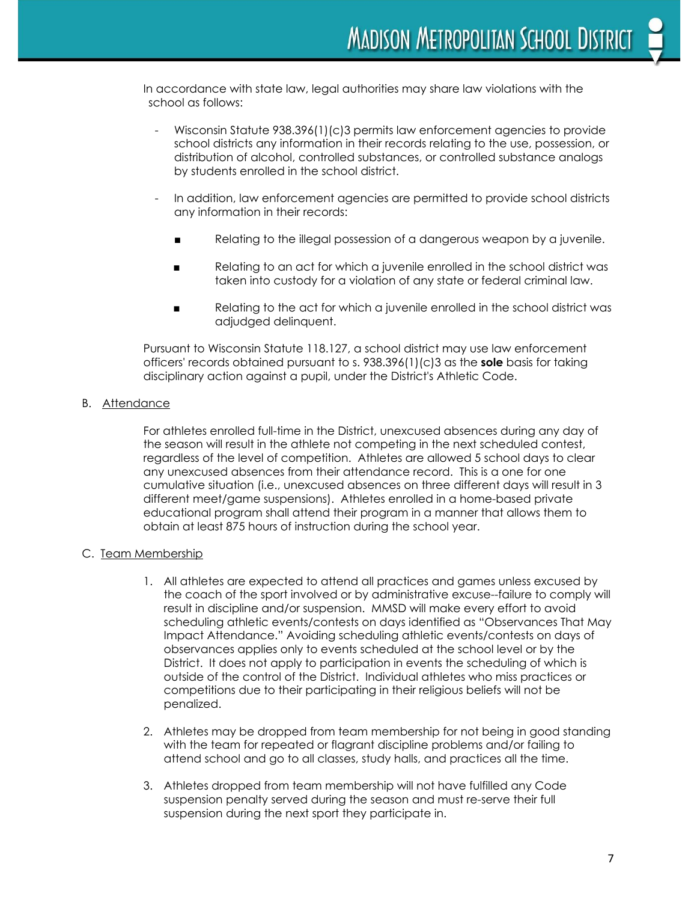In accordance with state law, legal authorities may share law violations with the school as follows:

- Wisconsin Statute 938.396(1)(c)3 permits law enforcement agencies to provide school districts any information in their records relating to the use, possession, or distribution of alcohol, controlled substances, or controlled substance analogs by students enrolled in the school district.
- In addition, law enforcement agencies are permitted to provide school districts any information in their records:
  - Relating to the illegal possession of a dangerous weapon by a juvenile.
  - Relating to an act for which a juvenile enrolled in the school district was taken into custody for a violation of any state or federal criminal law.
  - Relating to the act for which a juvenile enrolled in the school district was adjudged delinquent.

Pursuant to Wisconsin Statute 118.127, a school district may use law enforcement officers' records obtained pursuant to s. 938.396(1)(c)3 as the **sole** basis for taking disciplinary action against a pupil, under the District's Athletic Code.

B. <u>Attendance</u>

For athletes enrolled full-time in the District, unexcused absences during any day of the season will result in the athlete not competing in the next scheduled contest, regardless of the level of competition. Athletes are allowed 5 school days to clear any unexcused absences from their attendance record. This is a one for one cumulative situation (i.e., unexcused absences on three different days will result in 3 different meet/game suspensions). Athletes enrolled in a home-based private educational program shall attend their program in a manner that allows them to obtain at least 875 hours of instruction during the school year.

C. <u>Team Membership</u>

1. All athletes are expected to attend all practices and games unless excused by the coach of the sport involved or by administrative excuse--failure to comply will result in discipline and/or suspension. MMSD will make every effort to avoid scheduling athletic events/contests on days identified as "Observances That May Impact Attendance." Avoiding scheduling athletic events/contests on days of observances applies only to events scheduled at the school level or by the District. It does not apply to participation in events the scheduling of which is outside of the control of the District. Individual athletes who miss practices or competitions due to their participating in their religious beliefs will not be penalized.
2. Athletes may be dropped from team membership for not being in good standing with the team for repeated or flagrant discipline problems and/or failing to attend school and go to all classes, study halls, and practices all the time.
3. Athletes dropped from team membership will not have fulfilled any Code suspension penalty served during the season and must re-serve their full suspension during the next sport they participate in.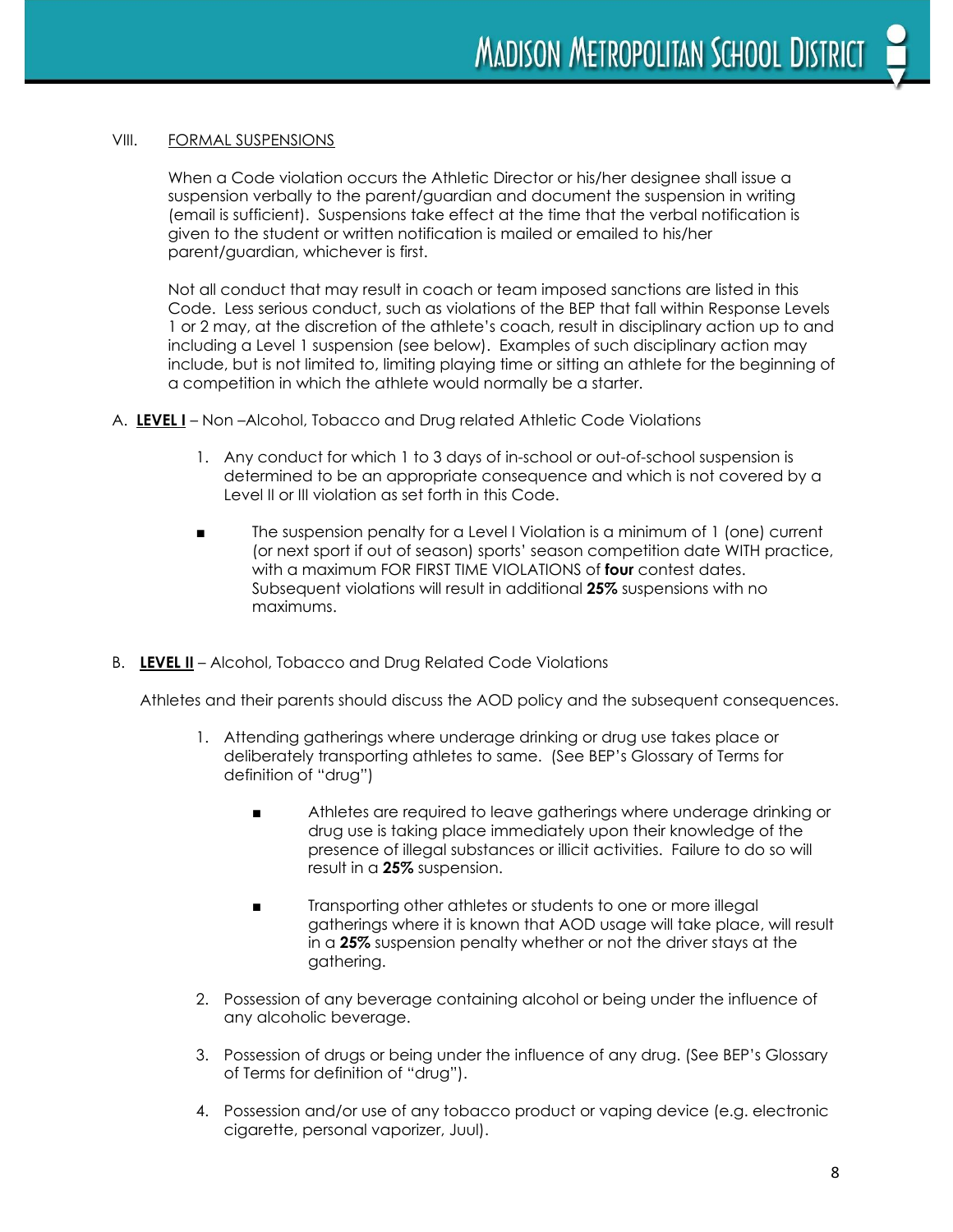## VIII. <u>FORMAL SUSPENSIONS</u>

When a Code violation occurs the Athletic Director or his/her designee shall issue a suspension verbally to the parent/guardian and document the suspension in writing (email is sufficient). Suspensions take effect at the time that the verbal notification is given to the student or written notification is mailed or emailed to his/her parent/guardian, whichever is first.

Not all conduct that may result in coach or team imposed sanctions are listed in this Code. Less serious conduct, such as violations of the BEP that fall within Response Levels 1 or 2 may, at the discretion of the athlete's coach, result in disciplinary action up to and including a Level 1 suspension (see below). Examples of such disciplinary action may include, but is not limited to, limiting playing time or sitting an athlete for the beginning of a competition in which the athlete would normally be a starter.

A. **<u>LEVEL I</u>** – Non –Alcohol, Tobacco and Drug related Athletic Code Violations

1. Any conduct for which 1 to 3 days of in-school or out-of-school suspension is determined to be an appropriate consequence and which is not covered by a Level II or III violation as set forth in this Code.

- The suspension penalty for a Level I Violation is a minimum of 1 (one) current (or next sport if out of season) sports' season competition date WITH practice, with a maximum FOR FIRST TIME VIOLATIONS of **four** contest dates. Subsequent violations will result in additional **25%** suspensions with no maximums.

B. **<u>LEVEL II</u>** – Alcohol, Tobacco and Drug Related Code Violations

Athletes and their parents should discuss the AOD policy and the subsequent consequences.

1. Attending gatherings where underage drinking or drug use takes place or deliberately transporting athletes to same. (See BEP's Glossary of Terms for definition of "drug")
   - Athletes are required to leave gatherings where underage drinking or drug use is taking place immediately upon their knowledge of the presence of illegal substances or illicit activities. Failure to do so will result in a **25%** suspension.
   - Transporting other athletes or students to one or more illegal gatherings where it is known that AOD usage will take place, will result in a **25%** suspension penalty whether or not the driver stays at the gathering.
2. Possession of any beverage containing alcohol or being under the influence of any alcoholic beverage.
3. Possession of drugs or being under the influence of any drug. (See BEP's Glossary of Terms for definition of "drug").
4. Possession and/or use of any tobacco product or vaping device (e.g. electronic cigarette, personal vaporizer, Juul).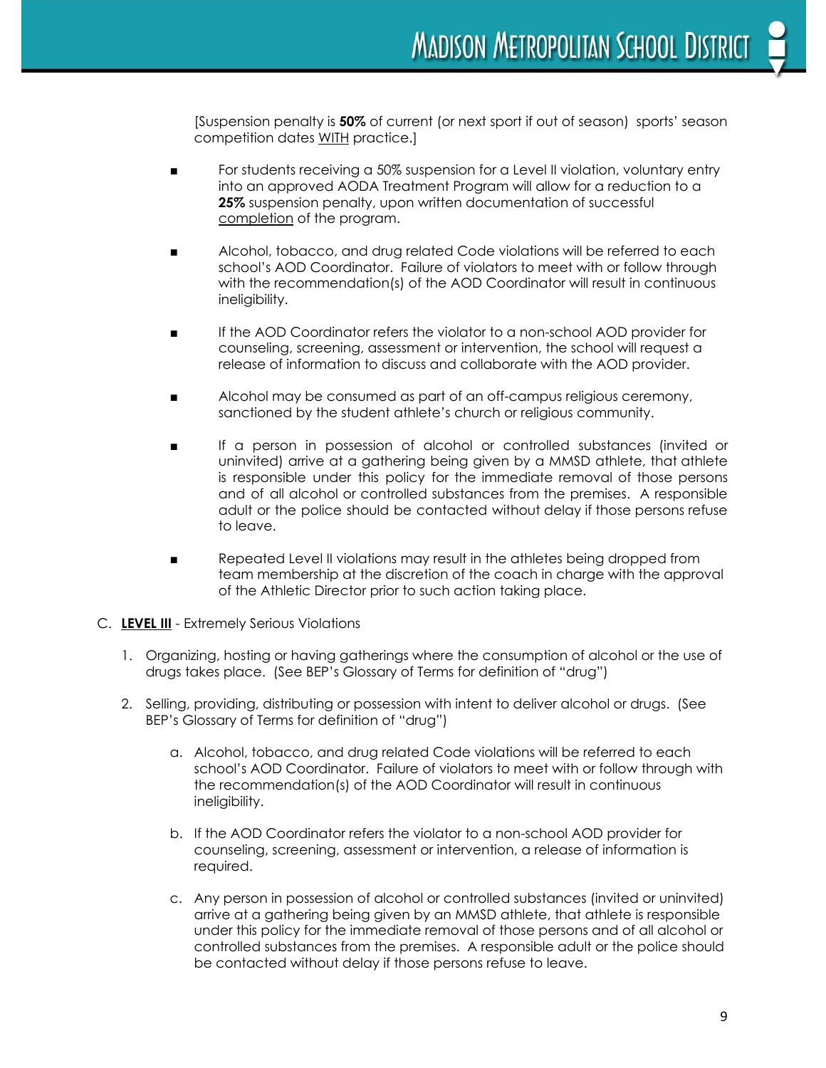[Suspension penalty is **50%** of current (or next sport if out of season) sports' season competition dates <u>WITH</u> practice.]

- For students receiving a 50% suspension for a Level II violation, voluntary entry into an approved AODA Treatment Program will allow for a reduction to a **25%** suspension penalty, upon written documentation of successful <u>completion</u> of the program.
- Alcohol, tobacco, and drug related Code violations will be referred to each school's AOD Coordinator. Failure of violators to meet with or follow through with the recommendation(s) of the AOD Coordinator will result in continuous ineligibility.
- If the AOD Coordinator refers the violator to a non-school AOD provider for counseling, screening, assessment or intervention, the school will request a release of information to discuss and collaborate with the AOD provider.
- Alcohol may be consumed as part of an off-campus religious ceremony, sanctioned by the student athlete's church or religious community.
- If a person in possession of alcohol or controlled substances (invited or uninvited) arrive at a gathering being given by a MMSD athlete, that athlete is responsible under this policy for the immediate removal of those persons and of all alcohol or controlled substances from the premises. A responsible adult or the police should be contacted without delay if those persons refuse to leave.
- Repeated Level II violations may result in the athletes being dropped from team membership at the discretion of the coach in charge with the approval of the Athletic Director prior to such action taking place.

C. **<u>LEVEL III</u>** - Extremely Serious Violations

1. Organizing, hosting or having gatherings where the consumption of alcohol or the use of drugs takes place. (See BEP's Glossary of Terms for definition of "drug")
2. Selling, providing, distributing or possession with intent to deliver alcohol or drugs. (See BEP's Glossary of Terms for definition of "drug")
   a. Alcohol, tobacco, and drug related Code violations will be referred to each school's AOD Coordinator. Failure of violators to meet with or follow through with the recommendation(s) of the AOD Coordinator will result in continuous ineligibility.
   b. If the AOD Coordinator refers the violator to a non-school AOD provider for counseling, screening, assessment or intervention, a release of information is required.
   c. Any person in possession of alcohol or controlled substances (invited or uninvited) arrive at a gathering being given by an MMSD athlete, that athlete is responsible under this policy for the immediate removal of those persons and of all alcohol or controlled substances from the premises. A responsible adult or the police should be contacted without delay if those persons refuse to leave.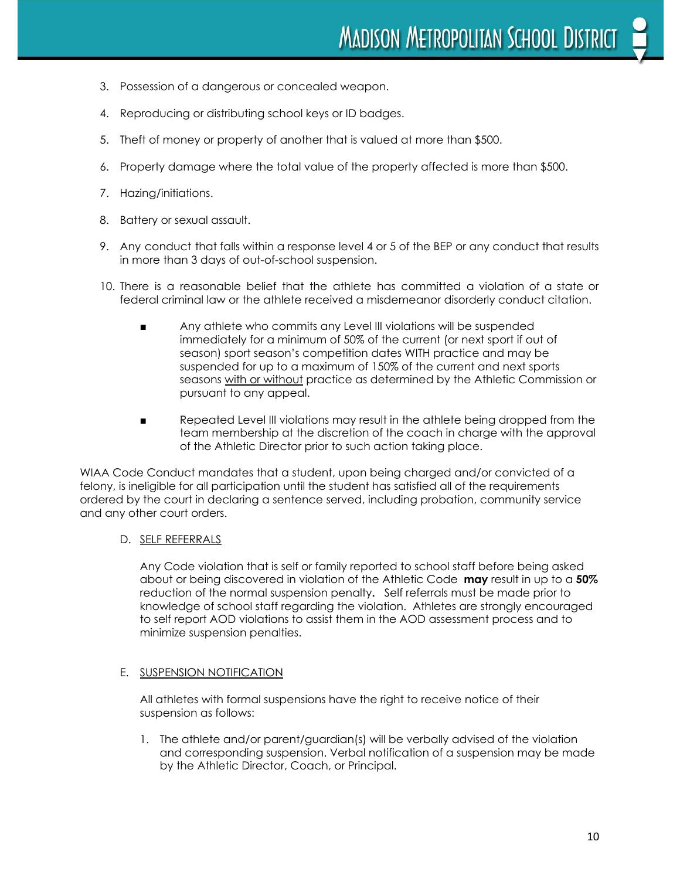3. Possession of a dangerous or concealed weapon.
4. Reproducing or distributing school keys or ID badges.
5. Theft of money or property of another that is valued at more than $500.
6. Property damage where the total value of the property affected is more than $500.
7. Hazing/initiations.
8. Battery or sexual assault.
9. Any conduct that falls within a response level 4 or 5 of the BEP or any conduct that results in more than 3 days of out-of-school suspension.
10. There is a reasonable belief that the athlete has committed a violation of a state or federal criminal law or the athlete received a misdemeanor disorderly conduct citation.

    - Any athlete who commits any Level III violations will be suspended immediately for a minimum of 50% of the current (or next sport if out of season) sport season's competition dates WITH practice and may be suspended for up to a maximum of 150% of the current and next sports seasons <u>with or without</u> practice as determined by the Athletic Commission or pursuant to any appeal.
    - Repeated Level III violations may result in the athlete being dropped from the team membership at the discretion of the coach in charge with the approval of the Athletic Director prior to such action taking place.

WIAA Code Conduct mandates that a student, upon being charged and/or convicted of a felony, is ineligible for all participation until the student has satisfied all of the requirements ordered by the court in declaring a sentence served, including probation, community service and any other court orders.

D. <u>SELF REFERRALS</u>

Any Code violation that is self or family reported to school staff before being asked about or being discovered in violation of the Athletic Code **may** result in up to a **50%** reduction of the normal suspension penalty**.** Self referrals must be made prior to knowledge of school staff regarding the violation. Athletes are strongly encouraged to self report AOD violations to assist them in the AOD assessment process and to minimize suspension penalties.

E. <u>SUSPENSION NOTIFICATION</u>

All athletes with formal suspensions have the right to receive notice of their suspension as follows:

1. The athlete and/or parent/guardian(s) will be verbally advised of the violation and corresponding suspension. Verbal notification of a suspension may be made by the Athletic Director, Coach, or Principal.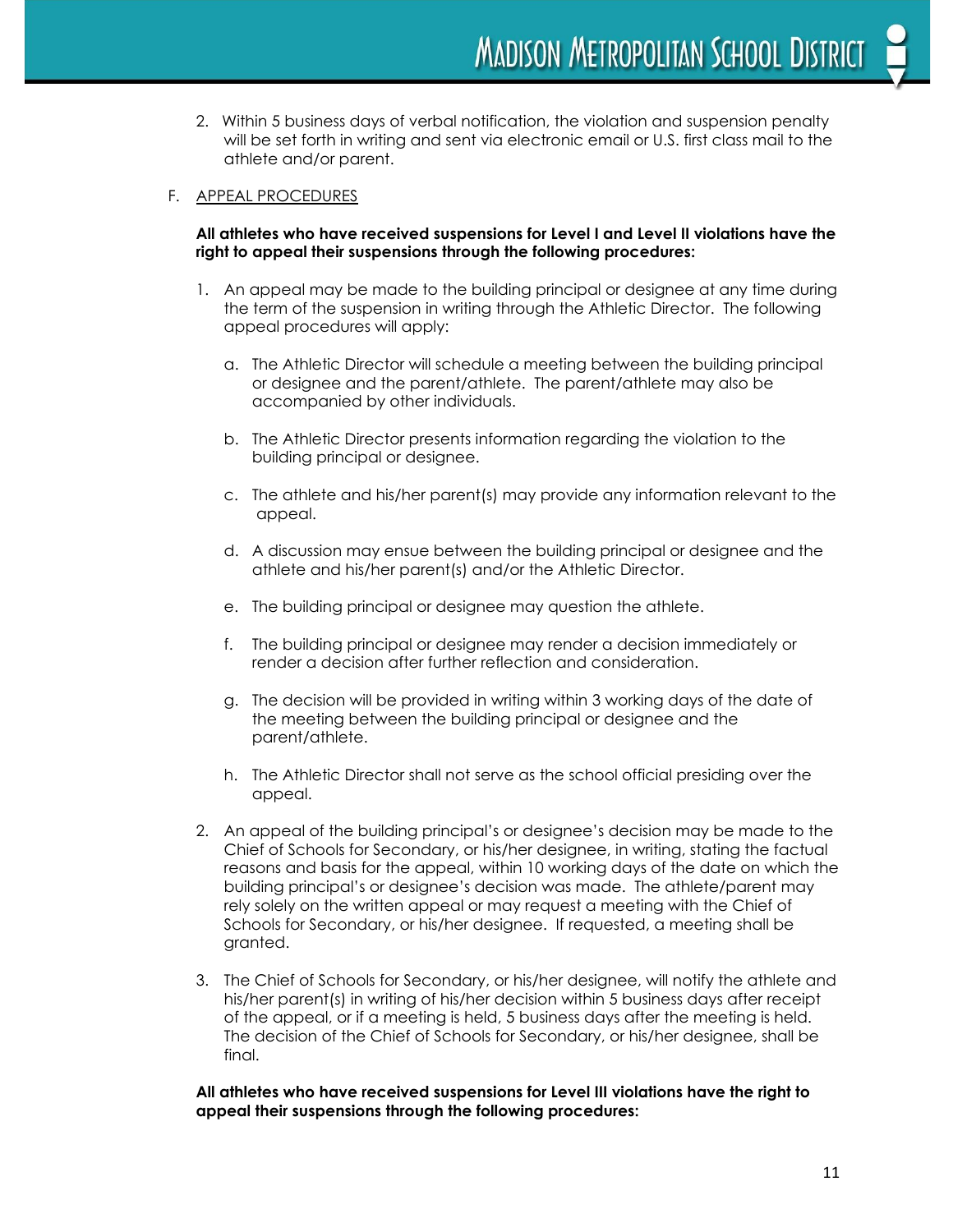2. Within 5 business days of verbal notification, the violation and suspension penalty will be set forth in writing and sent via electronic email or U.S. first class mail to the athlete and/or parent.

F. APPEAL PROCEDURES

**All athletes who have received suspensions for Level I and Level II violations have the right to appeal their suspensions through the following procedures:**

1. An appeal may be made to the building principal or designee at any time during the term of the suspension in writing through the Athletic Director. The following appeal procedures will apply:

   a. The Athletic Director will schedule a meeting between the building principal or designee and the parent/athlete. The parent/athlete may also be accompanied by other individuals.

   b. The Athletic Director presents information regarding the violation to the building principal or designee.

   c. The athlete and his/her parent(s) may provide any information relevant to the appeal.

   d. A discussion may ensue between the building principal or designee and the athlete and his/her parent(s) and/or the Athletic Director.

   e. The building principal or designee may question the athlete.

   f. The building principal or designee may render a decision immediately or render a decision after further reflection and consideration.

   g. The decision will be provided in writing within 3 working days of the date of the meeting between the building principal or designee and the parent/athlete.

   h. The Athletic Director shall not serve as the school official presiding over the appeal.

2. An appeal of the building principal's or designee's decision may be made to the Chief of Schools for Secondary, or his/her designee, in writing, stating the factual reasons and basis for the appeal, within 10 working days of the date on which the building principal's or designee's decision was made. The athlete/parent may rely solely on the written appeal or may request a meeting with the Chief of Schools for Secondary, or his/her designee. If requested, a meeting shall be granted.

3. The Chief of Schools for Secondary, or his/her designee, will notify the athlete and his/her parent(s) in writing of his/her decision within 5 business days after receipt of the appeal, or if a meeting is held, 5 business days after the meeting is held. The decision of the Chief of Schools for Secondary, or his/her designee, shall be final.

**All athletes who have received suspensions for Level III violations have the right to appeal their suspensions through the following procedures:**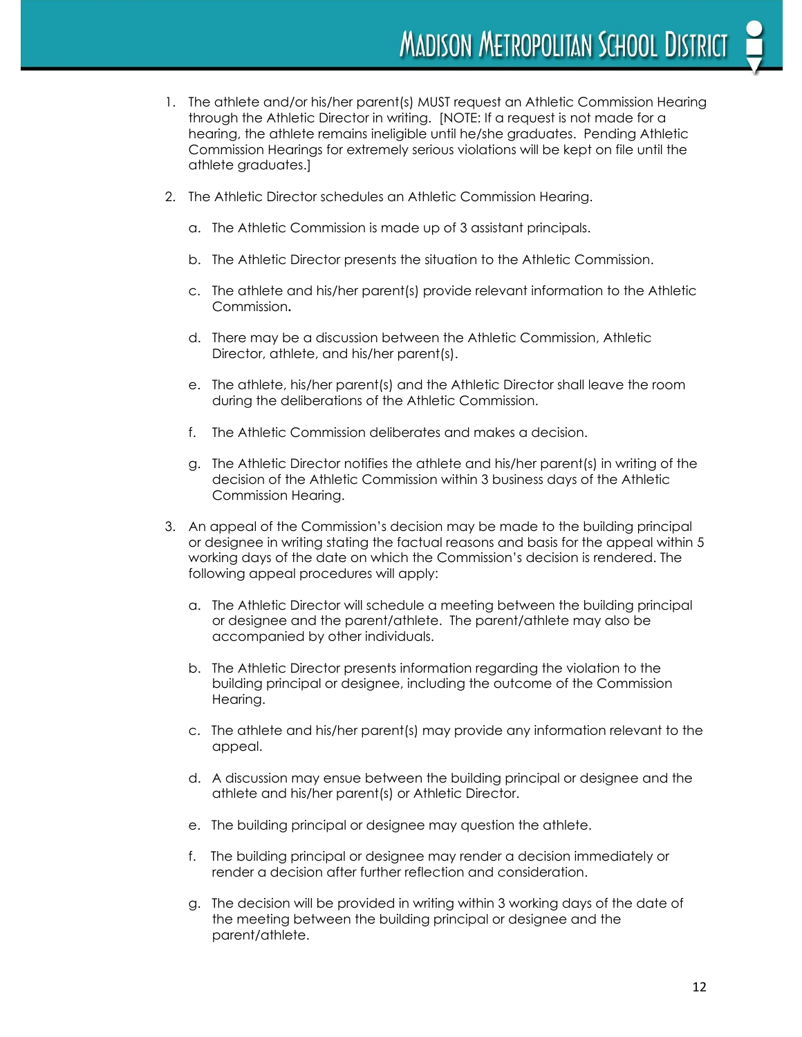1. The athlete and/or his/her parent(s) MUST request an Athletic Commission Hearing through the Athletic Director in writing. [NOTE: If a request is not made for a hearing, the athlete remains ineligible until he/she graduates. Pending Athletic Commission Hearings for extremely serious violations will be kept on file until the athlete graduates.]

2. The Athletic Director schedules an Athletic Commission Hearing.

   a. The Athletic Commission is made up of 3 assistant principals.

   b. The Athletic Director presents the situation to the Athletic Commission.

   c. The athlete and his/her parent(s) provide relevant information to the Athletic Commission**.**

   d. There may be a discussion between the Athletic Commission, Athletic Director, athlete, and his/her parent(s).

   e. The athlete, his/her parent(s) and the Athletic Director shall leave the room during the deliberations of the Athletic Commission.

   f. The Athletic Commission deliberates and makes a decision.

   g. The Athletic Director notifies the athlete and his/her parent(s) in writing of the decision of the Athletic Commission within 3 business days of the Athletic Commission Hearing.

3. An appeal of the Commission's decision may be made to the building principal or designee in writing stating the factual reasons and basis for the appeal within 5 working days of the date on which the Commission's decision is rendered. The following appeal procedures will apply:

   a. The Athletic Director will schedule a meeting between the building principal or designee and the parent/athlete. The parent/athlete may also be accompanied by other individuals.

   b. The Athletic Director presents information regarding the violation to the building principal or designee, including the outcome of the Commission Hearing.

   c. The athlete and his/her parent(s) may provide any information relevant to the appeal.

   d. A discussion may ensue between the building principal or designee and the athlete and his/her parent(s) or Athletic Director.

   e. The building principal or designee may question the athlete.

   f. The building principal or designee may render a decision immediately or render a decision after further reflection and consideration.

   g. The decision will be provided in writing within 3 working days of the date of the meeting between the building principal or designee and the parent/athlete.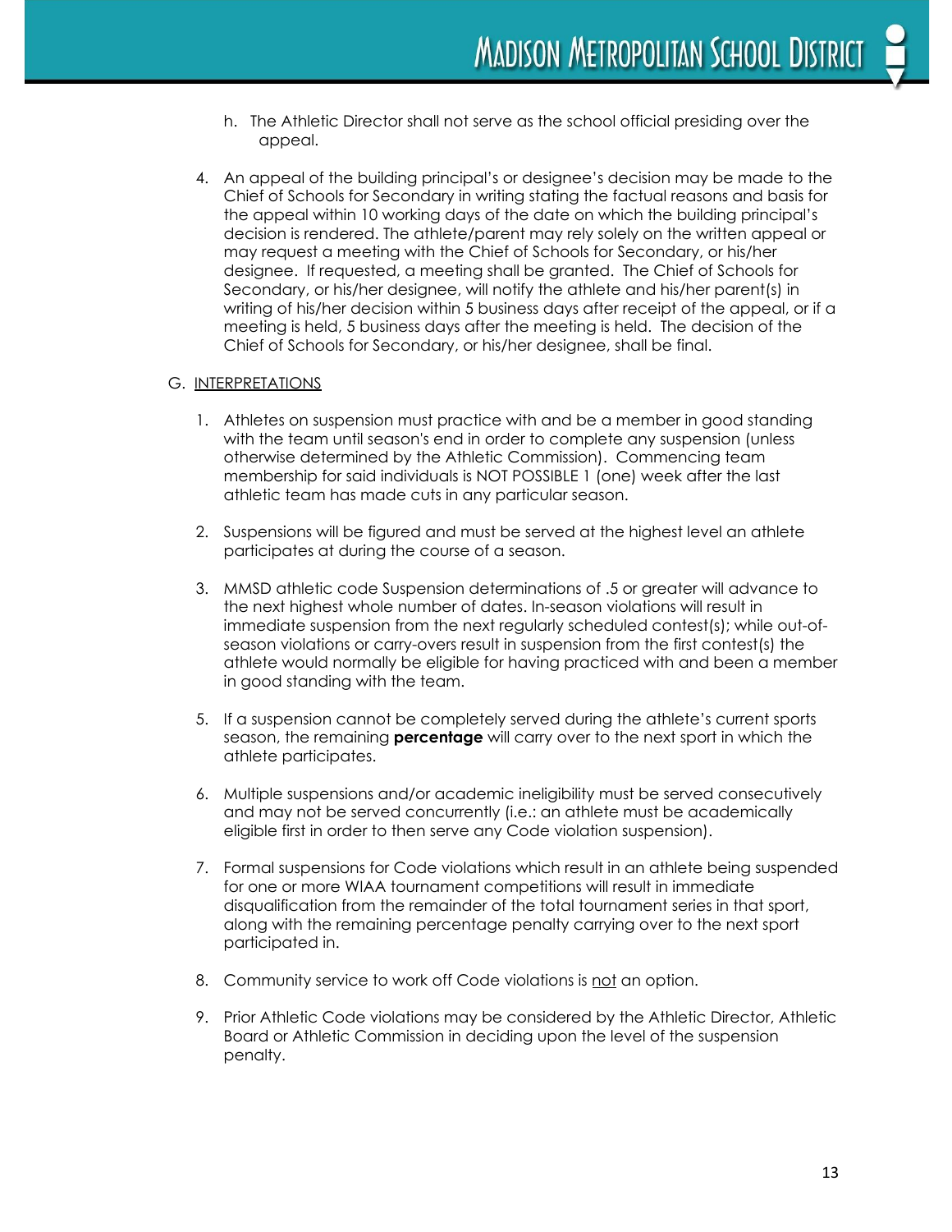h. The Athletic Director shall not serve as the school official presiding over the appeal.

4. An appeal of the building principal's or designee's decision may be made to the Chief of Schools for Secondary in writing stating the factual reasons and basis for the appeal within 10 working days of the date on which the building principal's decision is rendered. The athlete/parent may rely solely on the written appeal or may request a meeting with the Chief of Schools for Secondary, or his/her designee. If requested, a meeting shall be granted. The Chief of Schools for Secondary, or his/her designee, will notify the athlete and his/her parent(s) in writing of his/her decision within 5 business days after receipt of the appeal, or if a meeting is held, 5 business days after the meeting is held. The decision of the Chief of Schools for Secondary, or his/her designee, shall be final.

G. <u>INTERPRETATIONS</u>

1. Athletes on suspension must practice with and be a member in good standing with the team until season's end in order to complete any suspension (unless otherwise determined by the Athletic Commission). Commencing team membership for said individuals is NOT POSSIBLE 1 (one) week after the last athletic team has made cuts in any particular season.

2. Suspensions will be figured and must be served at the highest level an athlete participates at during the course of a season.

3. MMSD athletic code Suspension determinations of .5 or greater will advance to the next highest whole number of dates. In-season violations will result in immediate suspension from the next regularly scheduled contest(s); while out-of-season violations or carry-overs result in suspension from the first contest(s) the athlete would normally be eligible for having practiced with and been a member in good standing with the team.

5. If a suspension cannot be completely served during the athlete's current sports season, the remaining **percentage** will carry over to the next sport in which the athlete participates.

6. Multiple suspensions and/or academic ineligibility must be served consecutively and may not be served concurrently (i.e.: an athlete must be academically eligible first in order to then serve any Code violation suspension).

7. Formal suspensions for Code violations which result in an athlete being suspended for one or more WIAA tournament competitions will result in immediate disqualification from the remainder of the total tournament series in that sport, along with the remaining percentage penalty carrying over to the next sport participated in.

8. Community service to work off Code violations is <u>not</u> an option.

9. Prior Athletic Code violations may be considered by the Athletic Director, Athletic Board or Athletic Commission in deciding upon the level of the suspension penalty.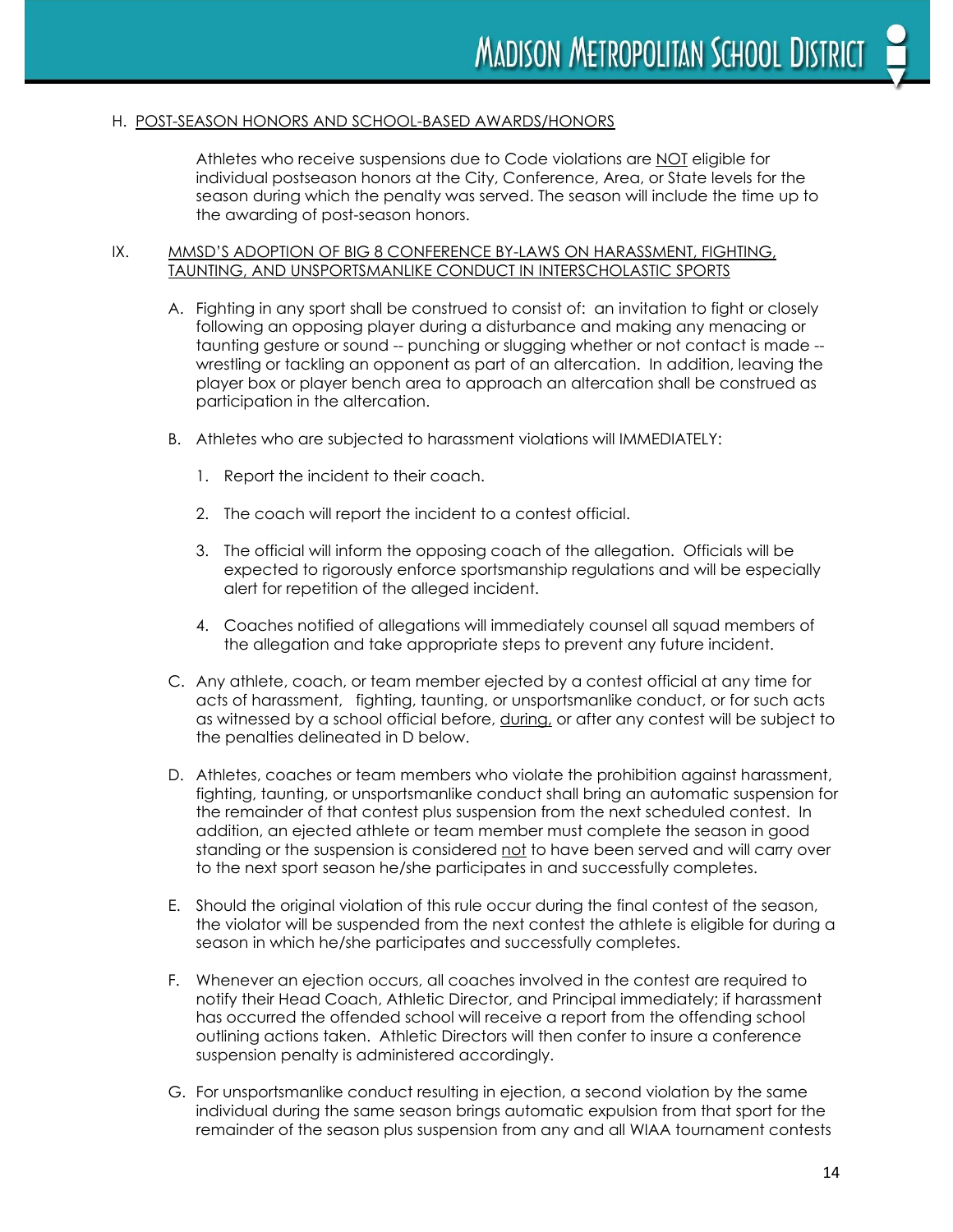H. <u>POST-SEASON HONORS AND SCHOOL-BASED AWARDS/HONORS</u>

Athletes who receive suspensions due to Code violations are <u>NOT</u> eligible for individual postseason honors at the City, Conference, Area, or State levels for the season during which the penalty was served. The season will include the time up to the awarding of post-season honors.

IX. <u>MMSD'S ADOPTION OF BIG 8 CONFERENCE BY-LAWS ON HARASSMENT, FIGHTING, TAUNTING, AND UNSPORTSMANLIKE CONDUCT IN INTERSCHOLASTIC SPORTS</u>

A. Fighting in any sport shall be construed to consist of: an invitation to fight or closely following an opposing player during a disturbance and making any menacing or taunting gesture or sound -- punching or slugging whether or not contact is made -- wrestling or tackling an opponent as part of an altercation. In addition, leaving the player box or player bench area to approach an altercation shall be construed as participation in the altercation.

B. Athletes who are subjected to harassment violations will IMMEDIATELY:

1. Report the incident to their coach.
2. The coach will report the incident to a contest official.
3. The official will inform the opposing coach of the allegation. Officials will be expected to rigorously enforce sportsmanship regulations and will be especially alert for repetition of the alleged incident.
4. Coaches notified of allegations will immediately counsel all squad members of the allegation and take appropriate steps to prevent any future incident.

C. Any athlete, coach, or team member ejected by a contest official at any time for acts of harassment, fighting, taunting, or unsportsmanlike conduct, or for such acts as witnessed by a school official before, <u>during,</u> or after any contest will be subject to the penalties delineated in D below.

D. Athletes, coaches or team members who violate the prohibition against harassment, fighting, taunting, or unsportsmanlike conduct shall bring an automatic suspension for the remainder of that contest plus suspension from the next scheduled contest. In addition, an ejected athlete or team member must complete the season in good standing or the suspension is considered <u>not</u> to have been served and will carry over to the next sport season he/she participates in and successfully completes.

E. Should the original violation of this rule occur during the final contest of the season, the violator will be suspended from the next contest the athlete is eligible for during a season in which he/she participates and successfully completes.

F. Whenever an ejection occurs, all coaches involved in the contest are required to notify their Head Coach, Athletic Director, and Principal immediately; if harassment has occurred the offended school will receive a report from the offending school outlining actions taken. Athletic Directors will then confer to insure a conference suspension penalty is administered accordingly.

G. For unsportsmanlike conduct resulting in ejection, a second violation by the same individual during the same season brings automatic expulsion from that sport for the remainder of the season plus suspension from any and all WIAA tournament contests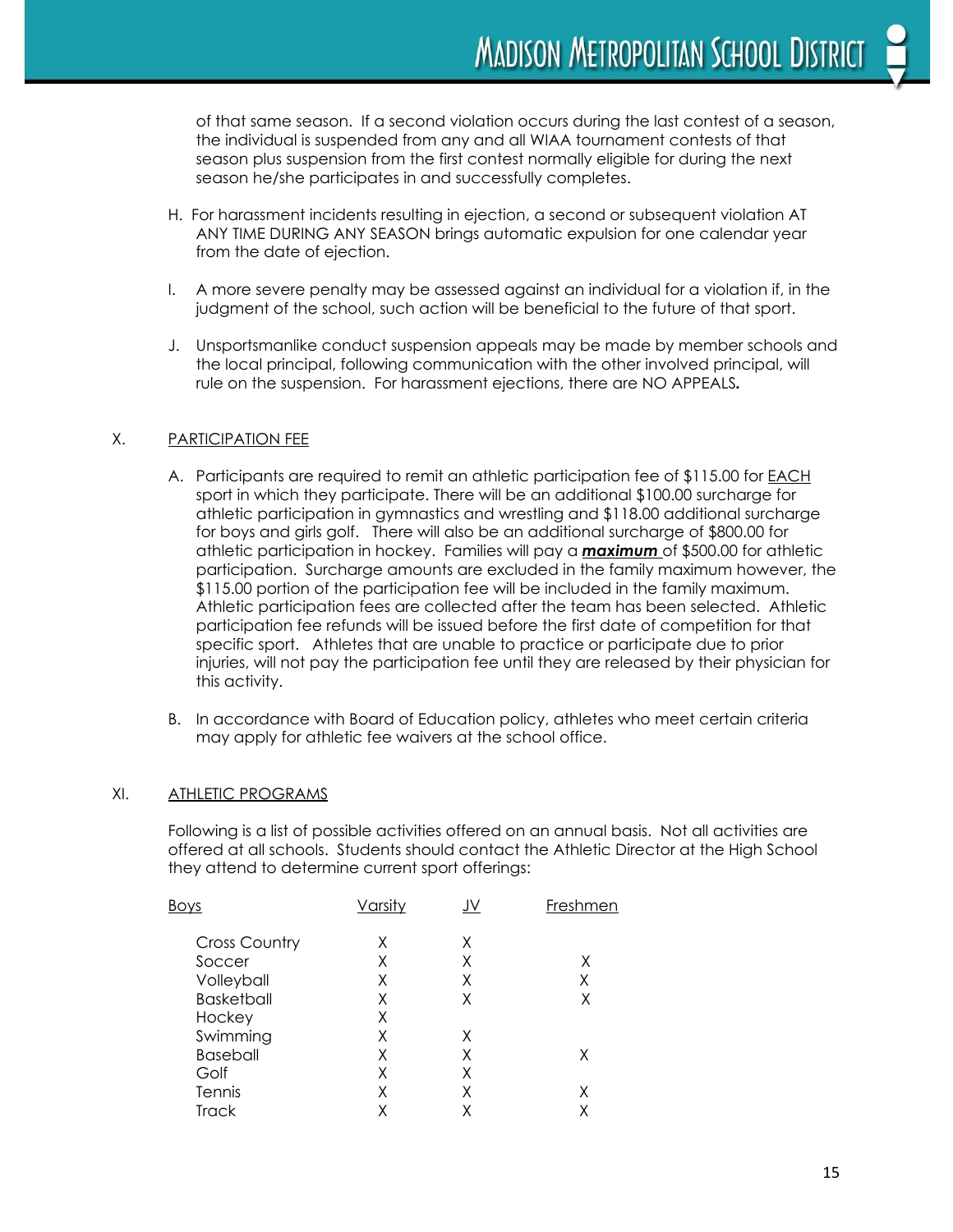of that same season. If a second violation occurs during the last contest of a season, the individual is suspended from any and all WIAA tournament contests of that season plus suspension from the first contest normally eligible for during the next season he/she participates in and successfully completes.

H. For harassment incidents resulting in ejection, a second or subsequent violation AT ANY TIME DURING ANY SEASON brings automatic expulsion for one calendar year from the date of ejection.

I. A more severe penalty may be assessed against an individual for a violation if, in the judgment of the school, such action will be beneficial to the future of that sport.

J. Unsportsmanlike conduct suspension appeals may be made by member schools and the local principal, following communication with the other involved principal, will rule on the suspension. For harassment ejections, there are NO APPEALS**.**

## X. PARTICIPATION FEE

A. Participants are required to remit an athletic participation fee of $115.00 for EACH sport in which they participate. There will be an additional $100.00 surcharge for athletic participation in gymnastics and wrestling and $118.00 additional surcharge for boys and girls golf. There will also be an additional surcharge of $800.00 for athletic participation in hockey. Families will pay a ***maximum*** of $500.00 for athletic participation. Surcharge amounts are excluded in the family maximum however, the $115.00 portion of the participation fee will be included in the family maximum. Athletic participation fees are collected after the team has been selected. Athletic participation fee refunds will be issued before the first date of competition for that specific sport. Athletes that are unable to practice or participate due to prior injuries, will not pay the participation fee until they are released by their physician for this activity.

B. In accordance with Board of Education policy, athletes who meet certain criteria may apply for athletic fee waivers at the school office.

## XI. ATHLETIC PROGRAMS

Following is a list of possible activities offered on an annual basis. Not all activities are offered at all schools. Students should contact the Athletic Director at the High School they attend to determine current sport offerings:

| Boys | Varsity | JV | Freshmen |
|---|---|---|---|
| Cross Country | X | X | |
| Soccer | X | X | X |
| Volleyball | X | X | X |
| Basketball | X | X | X |
| Hockey | X | | |
| Swimming | X | X | |
| Baseball | X | X | X |
| Golf | X | X | |
| Tennis | X | X | X |
| Track | X | X | X |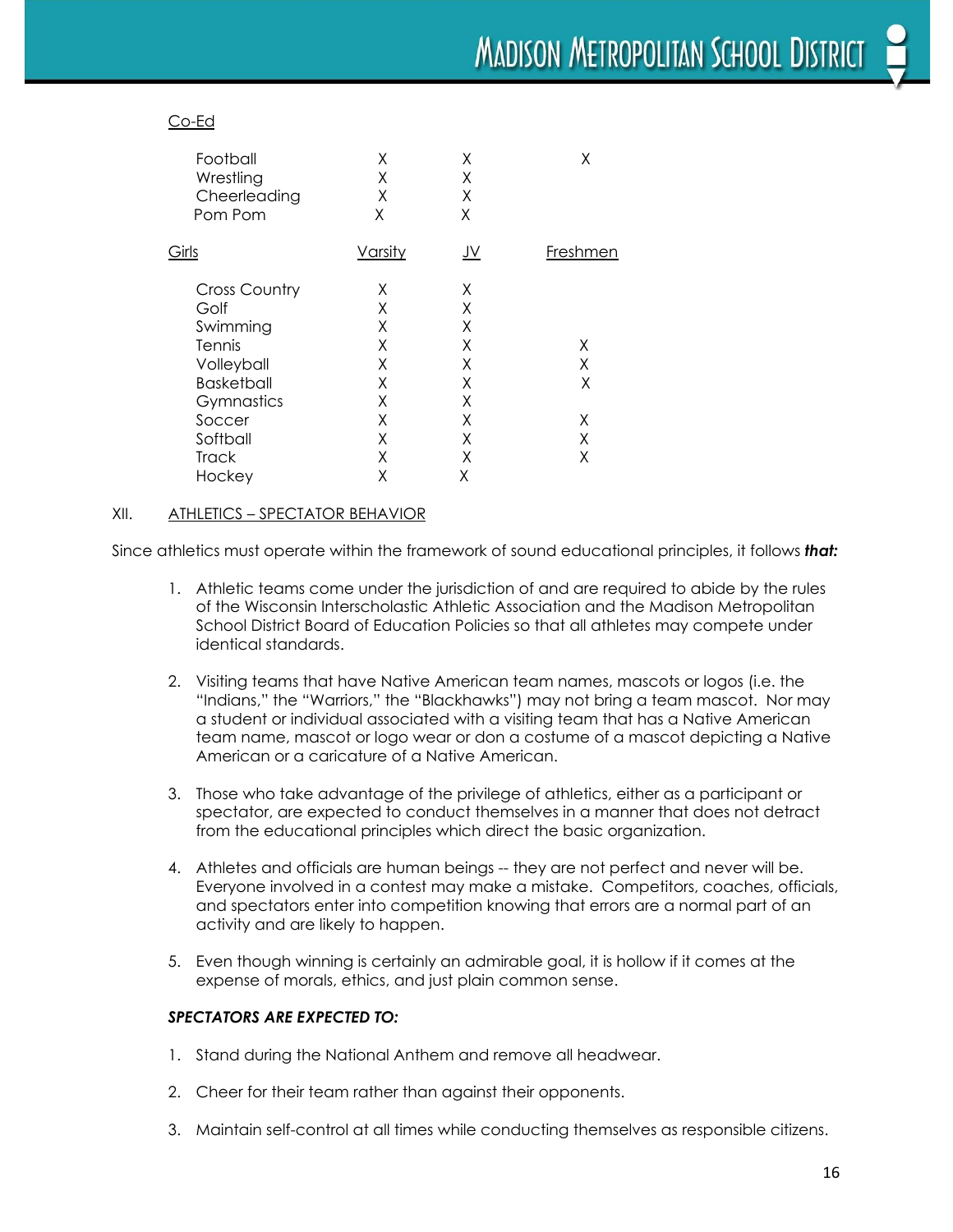| Co-Ed | | | |
|---|---|---|---|
| Football | X | X | X |
| Wrestling | X | X | |
| Cheerleading | X | X | |
| Pom Pom | X | X | |

| Girls | Varsity | JV | Freshmen |
|---|---|---|---|
| Cross Country | X | X | |
| Golf | X | X | |
| Swimming | X | X | |
| Tennis | X | X | X |
| Volleyball | X | X | X |
| Basketball | X | X | X |
| Gymnastics | X | X | |
| Soccer | X | X | X |
| Softball | X | X | X |
| Track | X | X | X |
| Hockey | X | X | |

## XII. ATHLETICS – SPECTATOR BEHAVIOR

Since athletics must operate within the framework of sound educational principles, it follows ***that:***

1. Athletic teams come under the jurisdiction of and are required to abide by the rules of the Wisconsin Interscholastic Athletic Association and the Madison Metropolitan School District Board of Education Policies so that all athletes may compete under identical standards.

2. Visiting teams that have Native American team names, mascots or logos (i.e. the "Indians," the "Warriors," the "Blackhawks") may not bring a team mascot. Nor may a student or individual associated with a visiting team that has a Native American team name, mascot or logo wear or don a costume of a mascot depicting a Native American or a caricature of a Native American.

3. Those who take advantage of the privilege of athletics, either as a participant or spectator, are expected to conduct themselves in a manner that does not detract from the educational principles which direct the basic organization.

4. Athletes and officials are human beings -- they are not perfect and never will be. Everyone involved in a contest may make a mistake. Competitors, coaches, officials, and spectators enter into competition knowing that errors are a normal part of an activity and are likely to happen.

5. Even though winning is certainly an admirable goal, it is hollow if it comes at the expense of morals, ethics, and just plain common sense.

***SPECTATORS ARE EXPECTED TO:***

1. Stand during the National Anthem and remove all headwear.

2. Cheer for their team rather than against their opponents.

3. Maintain self-control at all times while conducting themselves as responsible citizens.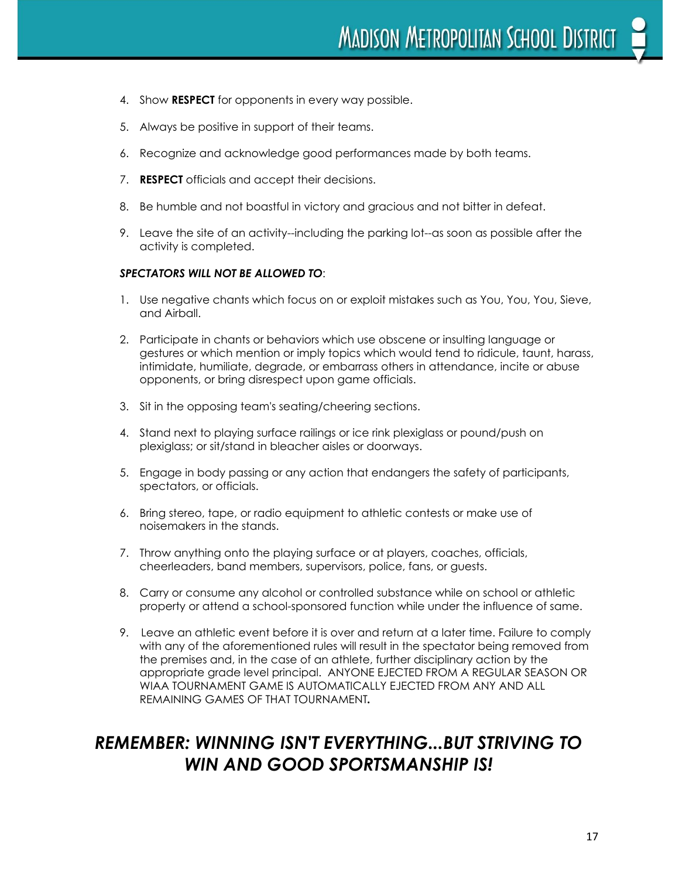4. Show **RESPECT** for opponents in every way possible.
5. Always be positive in support of their teams.
6. Recognize and acknowledge good performances made by both teams.
7. **RESPECT** officials and accept their decisions.
8. Be humble and not boastful in victory and gracious and not bitter in defeat.
9. Leave the site of an activity--including the parking lot--as soon as possible after the activity is completed.

***SPECTATORS WILL NOT BE ALLOWED TO***:

1. Use negative chants which focus on or exploit mistakes such as You, You, You, Sieve, and Airball.
2. Participate in chants or behaviors which use obscene or insulting language or gestures or which mention or imply topics which would tend to ridicule, taunt, harass, intimidate, humiliate, degrade, or embarrass others in attendance, incite or abuse opponents, or bring disrespect upon game officials.
3. Sit in the opposing team's seating/cheering sections.
4. Stand next to playing surface railings or ice rink plexiglass or pound/push on plexiglass; or sit/stand in bleacher aisles or doorways.
5. Engage in body passing or any action that endangers the safety of participants, spectators, or officials.
6. Bring stereo, tape, or radio equipment to athletic contests or make use of noisemakers in the stands.
7. Throw anything onto the playing surface or at players, coaches, officials, cheerleaders, band members, supervisors, police, fans, or guests.
8. Carry or consume any alcohol or controlled substance while on school or athletic property or attend a school-sponsored function while under the influence of same.
9. Leave an athletic event before it is over and return at a later time. Failure to comply with any of the aforementioned rules will result in the spectator being removed from the premises and, in the case of an athlete, further disciplinary action by the appropriate grade level principal. ANYONE EJECTED FROM A REGULAR SEASON OR WIAA TOURNAMENT GAME IS AUTOMATICALLY EJECTED FROM ANY AND ALL REMAINING GAMES OF THAT TOURNAMENT**.**

## *REMEMBER: WINNING ISN'T EVERYTHING...BUT STRIVING TO WIN AND GOOD SPORTSMANSHIP IS!*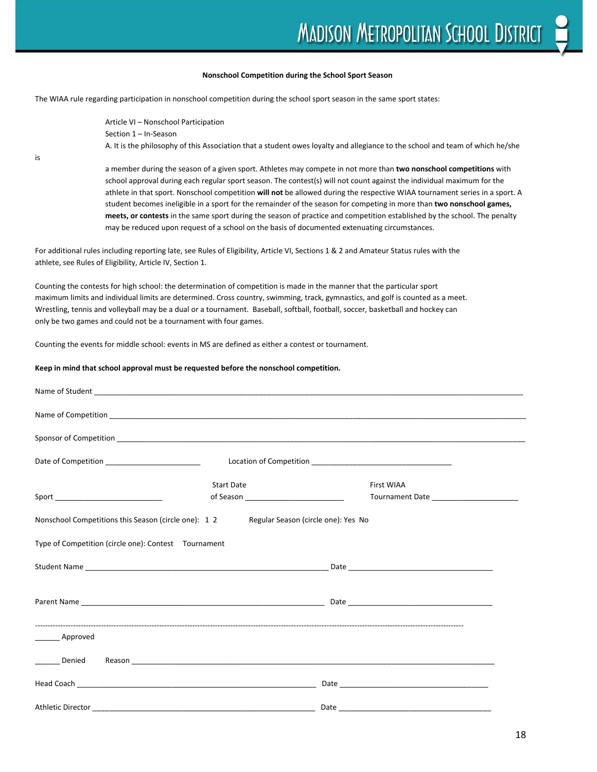**Nonschool Competition during the School Sport Season**

The WIAA rule regarding participation in nonschool competition during the school sport season in the same sport states:

> Article VI – Nonschool Participation
> Section 1 – In-Season
> A. It is the philosophy of this Association that a student owes loyalty and allegiance to the school and team of which he/she is a member during the season of a given sport. Athletes may compete in not more than **two nonschool competitions** with school approval during each regular sport season. The contest(s) will not count against the individual maximum for the athlete in that sport. Nonschool competition **will not** be allowed during the respective WIAA tournament series in a sport. A student becomes ineligible in a sport for the remainder of the season for competing in more than **two nonschool games, meets, or contests** in the same sport during the season of practice and competition established by the school. The penalty may be reduced upon request of a school on the basis of documented extenuating circumstances.

For additional rules including reporting late, see Rules of Eligibility, Article VI, Sections 1 & 2 and Amateur Status rules with the athlete, see Rules of Eligibility, Article IV, Section 1.

Counting the contests for high school: the determination of competition is made in the manner that the particular sport maximum limits and individual limits are determined. Cross country, swimming, track, gymnastics, and golf is counted as a meet. Wrestling, tennis and volleyball may be a dual or a tournament. Baseball, softball, football, soccer, basketball and hockey can only be two games and could not be a tournament with four games.

Counting the events for middle school: events in MS are defined as either a contest or tournament.

**Keep in mind that school approval must be requested before the nonschool competition.**

Name of Student ____________________________________________

Name of Competition ____________________________________________

Sponsor of Competition ____________________________________________

Date of Competition ______________________ Location of Competition ________________________________

Sport ________________________ Start Date of Season ______________________ First WIAA Tournament Date ____________________

Nonschool Competitions this Season (circle one): 1 2 Regular Season (circle one): Yes No

Type of Competition (circle one): Contest Tournament

Student Name ____________________________________________ Date ________________________________

Parent Name ____________________________________________ Date ________________________________

---

______ Approved

______ Denied Reason ____________________________________________

Head Coach ____________________________________________ Date ________________________________

Athletic Director ____________________________________________ Date ________________________________